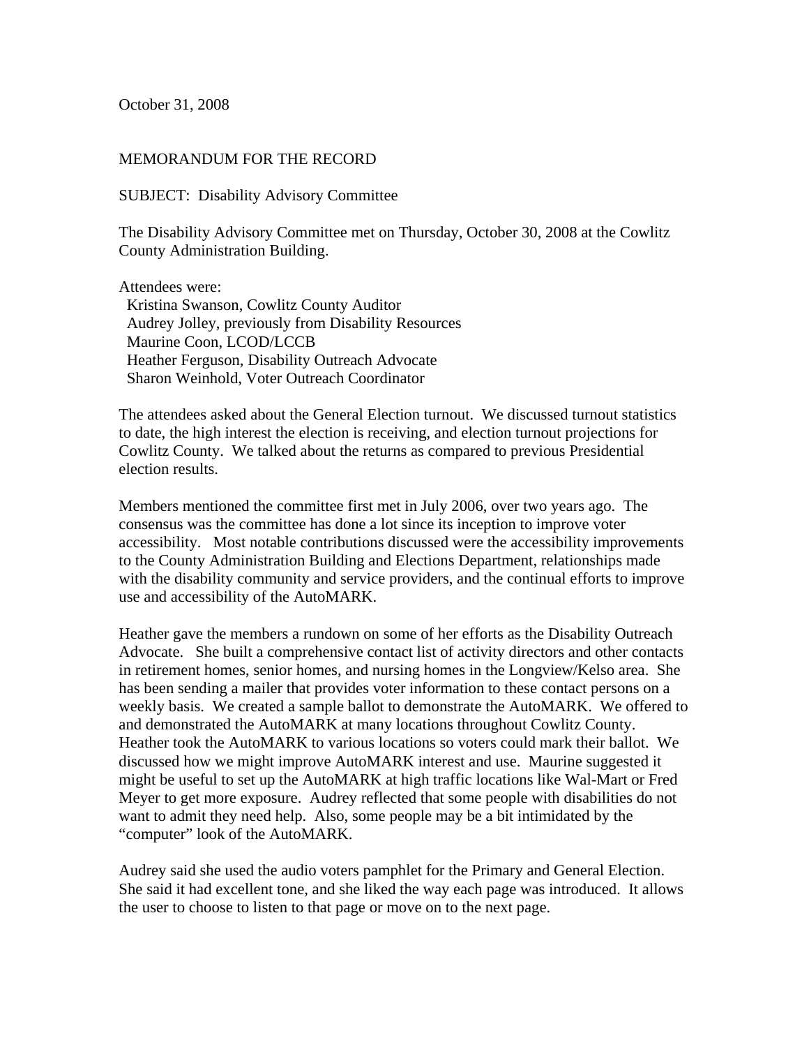October 31, 2008

MEMORANDUM FOR THE RECORD

SUBJECT: Disability Advisory Committee

The Disability Advisory Committee met on Thursday, October 30, 2008 at the Cowlitz County Administration Building.

Attendees were:
- Kristina Swanson, Cowlitz County Auditor
- Audrey Jolley, previously from Disability Resources
- Maurine Coon, LCOD/LCCB
- Heather Ferguson, Disability Outreach Advocate
- Sharon Weinhold, Voter Outreach Coordinator

The attendees asked about the General Election turnout. We discussed turnout statistics to date, the high interest the election is receiving, and election turnout projections for Cowlitz County. We talked about the returns as compared to previous Presidential election results.

Members mentioned the committee first met in July 2006, over two years ago. The consensus was the committee has done a lot since its inception to improve voter accessibility. Most notable contributions discussed were the accessibility improvements to the County Administration Building and Elections Department, relationships made with the disability community and service providers, and the continual efforts to improve use and accessibility of the AutoMARK.

Heather gave the members a rundown on some of her efforts as the Disability Outreach Advocate. She built a comprehensive contact list of activity directors and other contacts in retirement homes, senior homes, and nursing homes in the Longview/Kelso area. She has been sending a mailer that provides voter information to these contact persons on a weekly basis. We created a sample ballot to demonstrate the AutoMARK. We offered to and demonstrated the AutoMARK at many locations throughout Cowlitz County. Heather took the AutoMARK to various locations so voters could mark their ballot. We discussed how we might improve AutoMARK interest and use. Maurine suggested it might be useful to set up the AutoMARK at high traffic locations like Wal-Mart or Fred Meyer to get more exposure. Audrey reflected that some people with disabilities do not want to admit they need help. Also, some people may be a bit intimidated by the "computer" look of the AutoMARK.

Audrey said she used the audio voters pamphlet for the Primary and General Election. She said it had excellent tone, and she liked the way each page was introduced. It allows the user to choose to listen to that page or move on to the next page.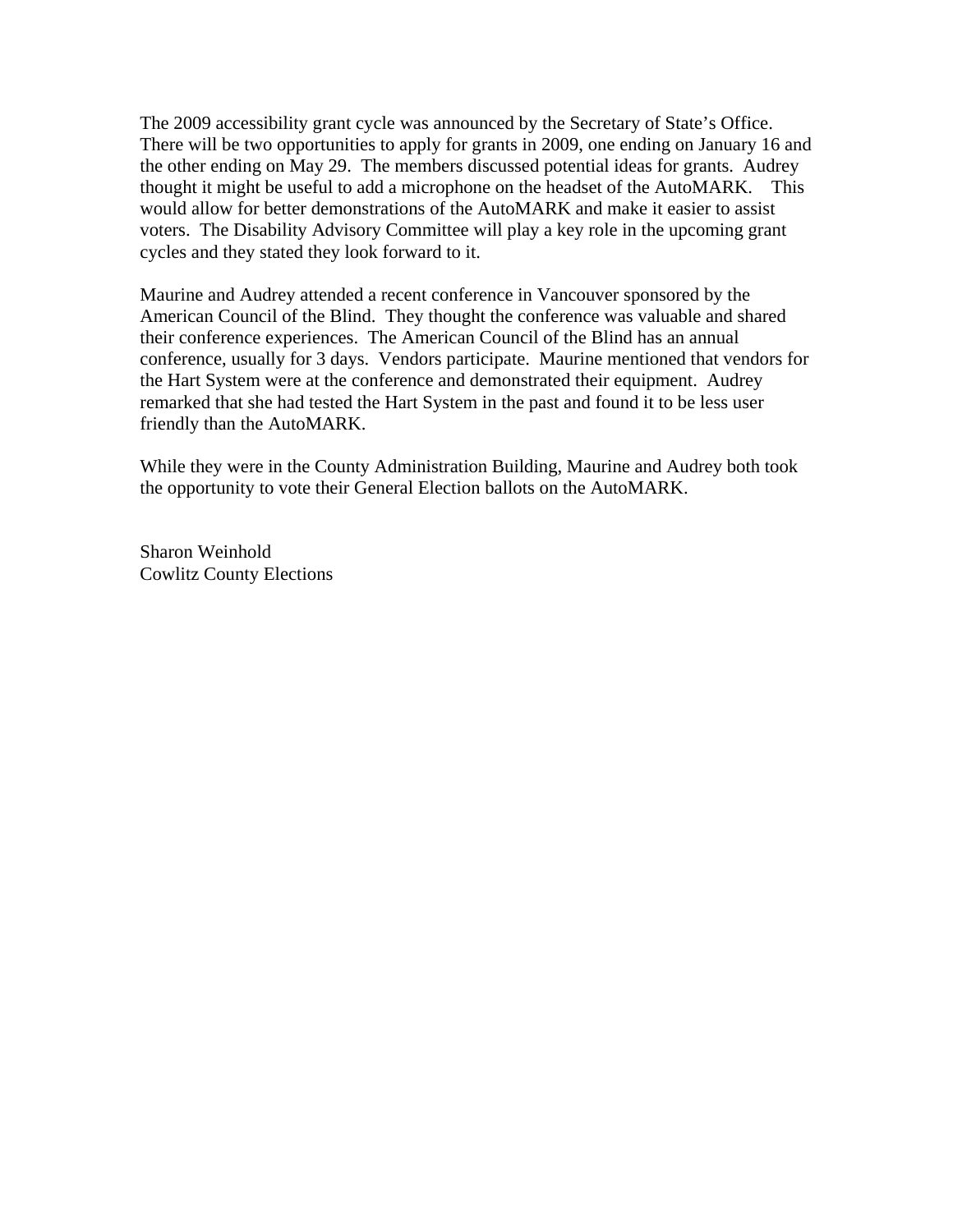The 2009 accessibility grant cycle was announced by the Secretary of State's Office. There will be two opportunities to apply for grants in 2009, one ending on January 16 and the other ending on May 29. The members discussed potential ideas for grants. Audrey thought it might be useful to add a microphone on the headset of the AutoMARK. This would allow for better demonstrations of the AutoMARK and make it easier to assist voters. The Disability Advisory Committee will play a key role in the upcoming grant cycles and they stated they look forward to it.

Maurine and Audrey attended a recent conference in Vancouver sponsored by the American Council of the Blind. They thought the conference was valuable and shared their conference experiences. The American Council of the Blind has an annual conference, usually for 3 days. Vendors participate. Maurine mentioned that vendors for the Hart System were at the conference and demonstrated their equipment. Audrey remarked that she had tested the Hart System in the past and found it to be less user friendly than the AutoMARK.

While they were in the County Administration Building, Maurine and Audrey both took the opportunity to vote their General Election ballots on the AutoMARK.

Sharon Weinhold
Cowlitz County Elections